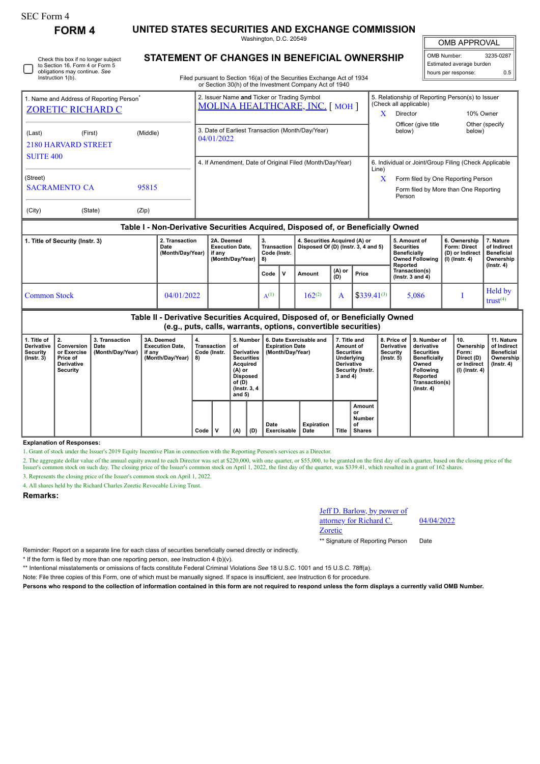SEC Form 4

**FORM 4**

# UNITED STATES SECURITIES AND EXCHANGE COMMISSION

Washington, D.C. 20549

## STATEMENT OF CHANGES IN BENEFICIAL OWNERSHIP

Filed pursuant to Section 16(a) of the Securities Exchange Act of 1934 or Section 30(h) of the Investment Company Act of 1940

| OMB APPROVAL | |
|---|---|
| OMB Number: | 3235-0287 |
| Estimated average burden | |
| hours per response: | 0.5 |

☐ Check this box if no longer subject to Section 16. Form 4 or Form 5 obligations may continue. *See* Instruction 1(b).

| 1. Name and Address of Reporting Person* | 2. Issuer Name **and** Ticker or Trading Symbol | 5. Relationship of Reporting Person(s) to Issuer (Check all applicable) |
|---|---|---|
| ZORETIC RICHARD C | MOLINA HEALTHCARE, INC. [ MOH ] | X Director; 10% Owner; Officer (give title below); Other (specify below) |
| (Last) (First) (Middle) 2180 HARVARD STREET SUITE 400 | 3. Date of Earliest Transaction (Month/Day/Year) 04/01/2022 | |
| (Street) SACRAMENTO CA 95815 | 4. If Amendment, Date of Original Filed (Month/Day/Year) | 6. Individual or Joint/Group Filing (Check Applicable Line) X Form filed by One Reporting Person; Form filed by More than One Reporting Person |
| (City) (State) (Zip) | | |

### Table I - Non-Derivative Securities Acquired, Disposed of, or Beneficially Owned

| 1. Title of Security (Instr. 3) | 2. Transaction Date (Month/Day/Year) | 2A. Deemed Execution Date, if any (Month/Day/Year) | 3. Transaction Code (Instr. 8) | | 4. Securities Acquired (A) or Disposed Of (D) (Instr. 3, 4 and 5) | | | 5. Amount of Securities Beneficially Owned Following Reported Transaction(s) (Instr. 3 and 4) | 6. Ownership Form: Direct (D) or Indirect (I) (Instr. 4) | 7. Nature of Indirect Beneficial Ownership (Instr. 4) |
|---|---|---|---|---|---|---|---|---|---|---|
| | | | Code | V | Amount | (A) or (D) | Price | | | |
| Common Stock | 04/01/2022 | | A[(1)] | | 162[(2)] | A | $339.41[(3)] | 5,086 | I | Held by trust[(4)] |

### Table II - Derivative Securities Acquired, Disposed of, or Beneficially Owned (e.g., puts, calls, warrants, options, convertible securities)

| 1. Title of Derivative Security (Instr. 3) | 2. Conversion or Exercise Price of Derivative Security | 3. Transaction Date (Month/Day/Year) | 3A. Deemed Execution Date, if any (Month/Day/Year) | 4. Transaction Code (Instr. 8) | | 5. Number of Derivative Securities Acquired (A) or Disposed of (D) (Instr. 3, 4 and 5) | | 6. Date Exercisable and Expiration Date (Month/Day/Year) | | 7. Title and Amount of Securities Underlying Derivative Security (Instr. 3 and 4) | | 8. Price of Derivative Security (Instr. 5) | 9. Number of derivative Securities Beneficially Owned Following Reported Transaction(s) (Instr. 4) | 10. Ownership Form: Direct (D) or Indirect (I) (Instr. 4) | 11. Nature of Indirect Beneficial Ownership (Instr. 4) |
|---|---|---|---|---|---|---|---|---|---|---|---|---|---|---|---|
| | | | | Code | V | (A) | (D) | Date Exercisable | Expiration Date | Title | Amount or Number of Shares | | | | |

**Explanation of Responses:**

1. Grant of stock under the Issuer's 2019 Equity Incentive Plan in connection with the Reporting Person's services as a Director.
2. The aggregate dollar value of the annual equity award to each Director was set at $220,000, with one quarter, or $55,000, to be granted on the first day of each quarter, based on the closing price of the Issuer's common stock on such day. The closing price of the Issuer's common stock on April 1, 2022, the first day of the quarter, was $339.41, which resulted in a grant of 162 shares.
3. Represents the closing price of the Issuer's common stock on April 1, 2022.
4. All shares held by the Richard Charles Zoretic Revocable Living Trust.

**Remarks:**

Jeff D. Barlow, by power of attorney for Richard C. Zoretic — 04/04/2022

** Signature of Reporting Person — Date

Reminder: Report on a separate line for each class of securities beneficially owned directly or indirectly.

* If the form is filed by more than one reporting person, *see* Instruction 4 (b)(v).

** Intentional misstatements or omissions of facts constitute Federal Criminal Violations *See* 18 U.S.C. 1001 and 15 U.S.C. 78ff(a).

Note: File three copies of this Form, one of which must be manually signed. If space is insufficient, *see* Instruction 6 for procedure.

**Persons who respond to the collection of information contained in this form are not required to respond unless the form displays a currently valid OMB Number.**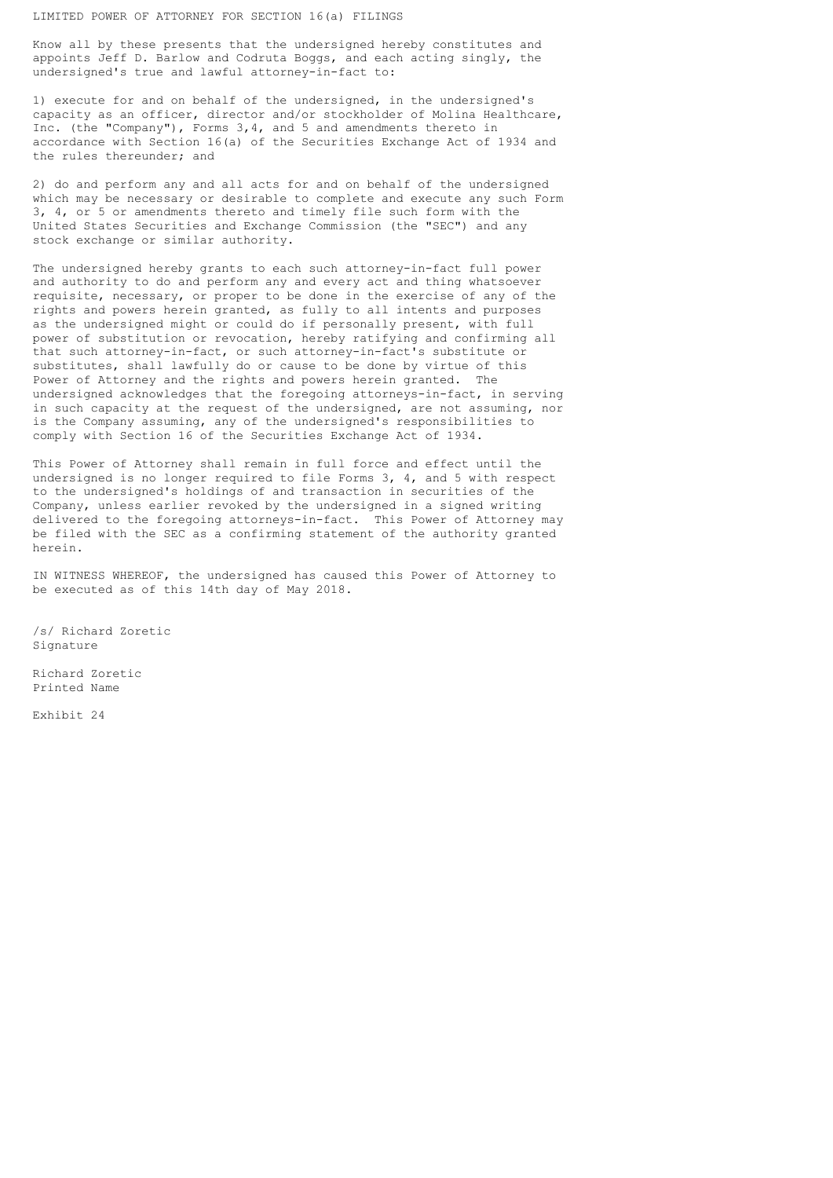# LIMITED POWER OF ATTORNEY FOR SECTION 16(a) FILINGS

Know all by these presents that the undersigned hereby constitutes and appoints Jeff D. Barlow and Codruta Boggs, and each acting singly, the undersigned's true and lawful attorney-in-fact to:

1) execute for and on behalf of the undersigned, in the undersigned's capacity as an officer, director and/or stockholder of Molina Healthcare, Inc. (the "Company"), Forms 3,4, and 5 and amendments thereto in accordance with Section 16(a) of the Securities Exchange Act of 1934 and the rules thereunder; and

2) do and perform any and all acts for and on behalf of the undersigned which may be necessary or desirable to complete and execute any such Form 3, 4, or 5 or amendments thereto and timely file such form with the United States Securities and Exchange Commission (the "SEC") and any stock exchange or similar authority.

The undersigned hereby grants to each such attorney-in-fact full power and authority to do and perform any and every act and thing whatsoever requisite, necessary, or proper to be done in the exercise of any of the rights and powers herein granted, as fully to all intents and purposes as the undersigned might or could do if personally present, with full power of substitution or revocation, hereby ratifying and confirming all that such attorney-in-fact, or such attorney-in-fact's substitute or substitutes, shall lawfully do or cause to be done by virtue of this Power of Attorney and the rights and powers herein granted. The undersigned acknowledges that the foregoing attorneys-in-fact, in serving in such capacity at the request of the undersigned, are not assuming, nor is the Company assuming, any of the undersigned's responsibilities to comply with Section 16 of the Securities Exchange Act of 1934.

This Power of Attorney shall remain in full force and effect until the undersigned is no longer required to file Forms 3, 4, and 5 with respect to the undersigned's holdings of and transaction in securities of the Company, unless earlier revoked by the undersigned in a signed writing delivered to the foregoing attorneys-in-fact. This Power of Attorney may be filed with the SEC as a confirming statement of the authority granted herein.

IN WITNESS WHEREOF, the undersigned has caused this Power of Attorney to be executed as of this 14th day of May 2018.

/s/ Richard Zoretic
Signature

Richard Zoretic
Printed Name

Exhibit 24